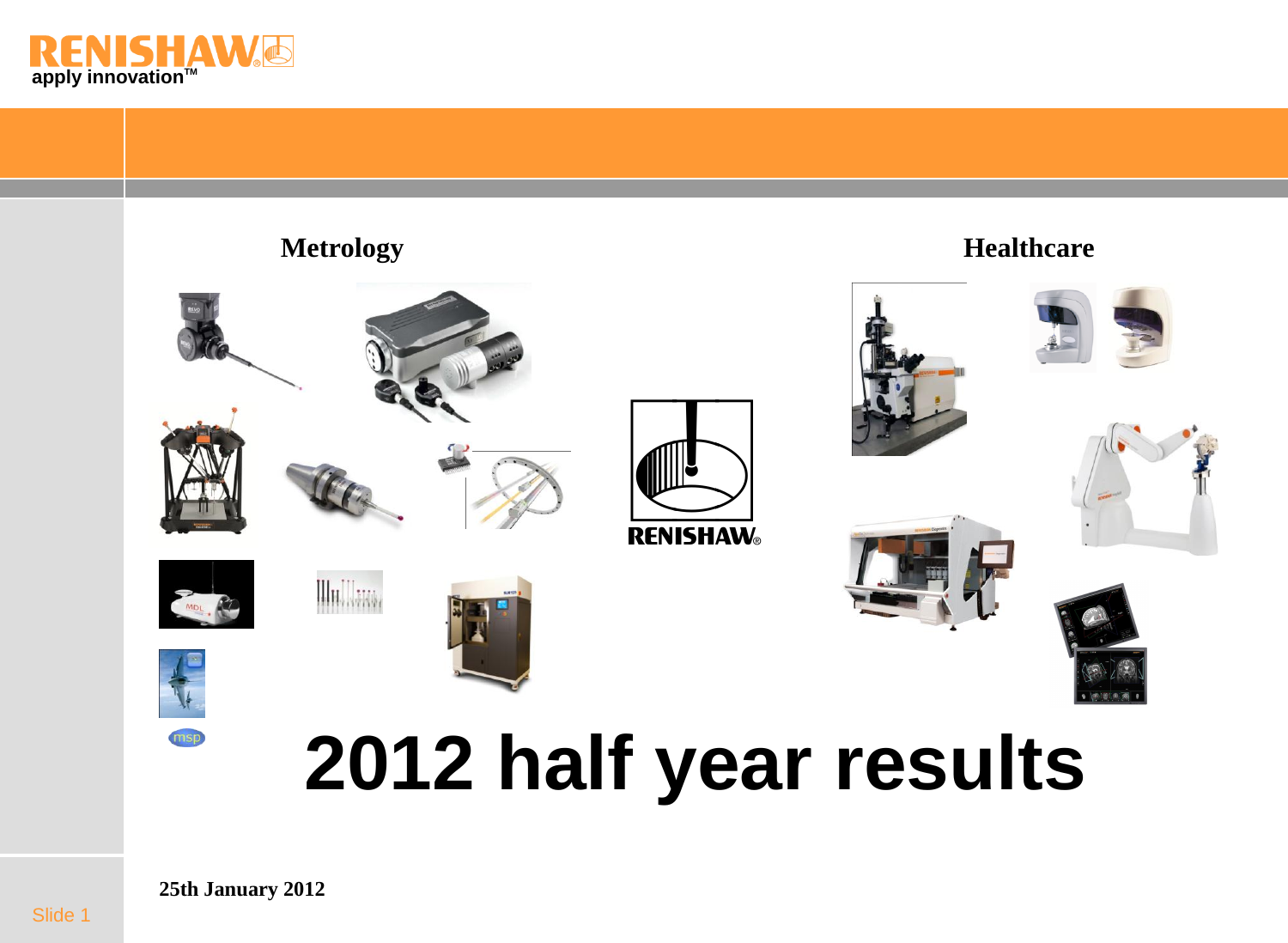RENISHAW

apply innovation™

**Metrology**

**Healthcare**

# 2012 half year results

**25th January 2012**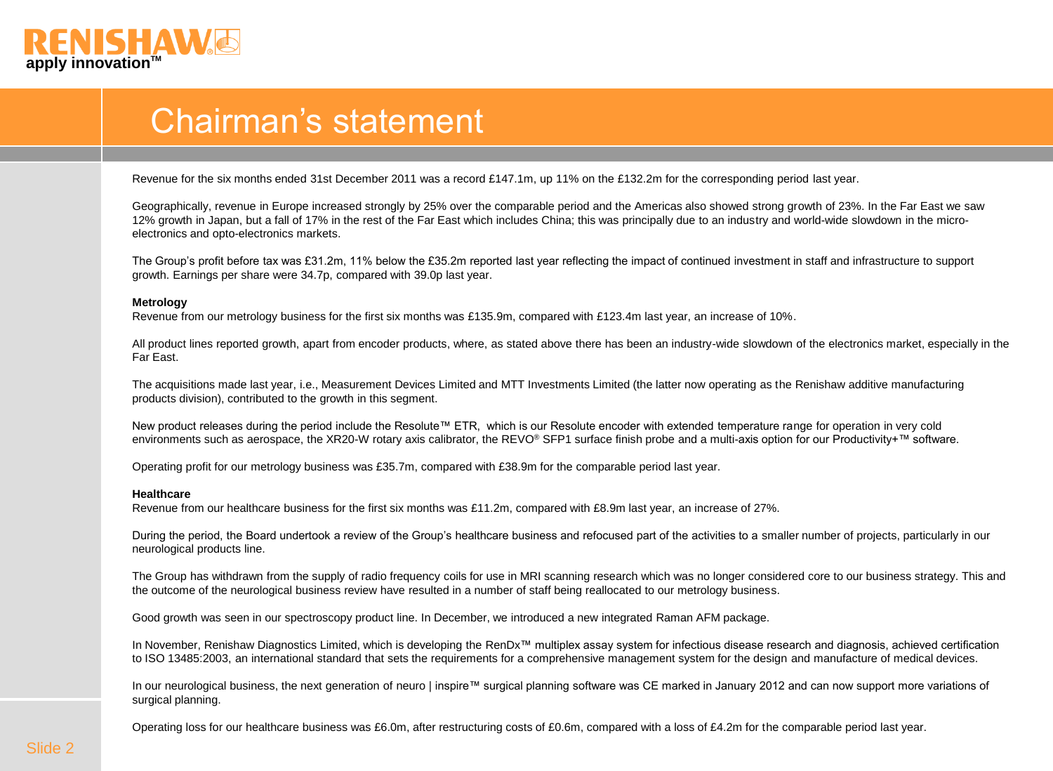# Chairman's statement

Revenue for the six months ended 31st December 2011 was a record £147.1m, up 11% on the £132.2m for the corresponding period last year.

Geographically, revenue in Europe increased strongly by 25% over the comparable period and the Americas also showed strong growth of 23%. In the Far East we saw 12% growth in Japan, but a fall of 17% in the rest of the Far East which includes China; this was principally due to an industry and world-wide slowdown in the micro-electronics and opto-electronics markets.

The Group's profit before tax was £31.2m, 11% below the £35.2m reported last year reflecting the impact of continued investment in staff and infrastructure to support growth. Earnings per share were 34.7p, compared with 39.0p last year.

**Metrology**

Revenue from our metrology business for the first six months was £135.9m, compared with £123.4m last year, an increase of 10%.

All product lines reported growth, apart from encoder products, where, as stated above there has been an industry-wide slowdown of the electronics market, especially in the Far East.

The acquisitions made last year, i.e., Measurement Devices Limited and MTT Investments Limited (the latter now operating as the Renishaw additive manufacturing products division), contributed to the growth in this segment.

New product releases during the period include the Resolute™ ETR, which is our Resolute encoder with extended temperature range for operation in very cold environments such as aerospace, the XR20-W rotary axis calibrator, the REVO® SFP1 surface finish probe and a multi-axis option for our Productivity+™ software.

Operating profit for our metrology business was £35.7m, compared with £38.9m for the comparable period last year.

**Healthcare**

Revenue from our healthcare business for the first six months was £11.2m, compared with £8.9m last year, an increase of 27%.

During the period, the Board undertook a review of the Group's healthcare business and refocused part of the activities to a smaller number of projects, particularly in our neurological products line.

The Group has withdrawn from the supply of radio frequency coils for use in MRI scanning research which was no longer considered core to our business strategy. This and the outcome of the neurological business review have resulted in a number of staff being reallocated to our metrology business.

Good growth was seen in our spectroscopy product line. In December, we introduced a new integrated Raman AFM package.

In November, Renishaw Diagnostics Limited, which is developing the RenDx™ multiplex assay system for infectious disease research and diagnosis, achieved certification to ISO 13485:2003, an international standard that sets the requirements for a comprehensive management system for the design and manufacture of medical devices.

In our neurological business, the next generation of neuro | inspire™ surgical planning software was CE marked in January 2012 and can now support more variations of surgical planning.

Operating loss for our healthcare business was £6.0m, after restructuring costs of £0.6m, compared with a loss of £4.2m for the comparable period last year.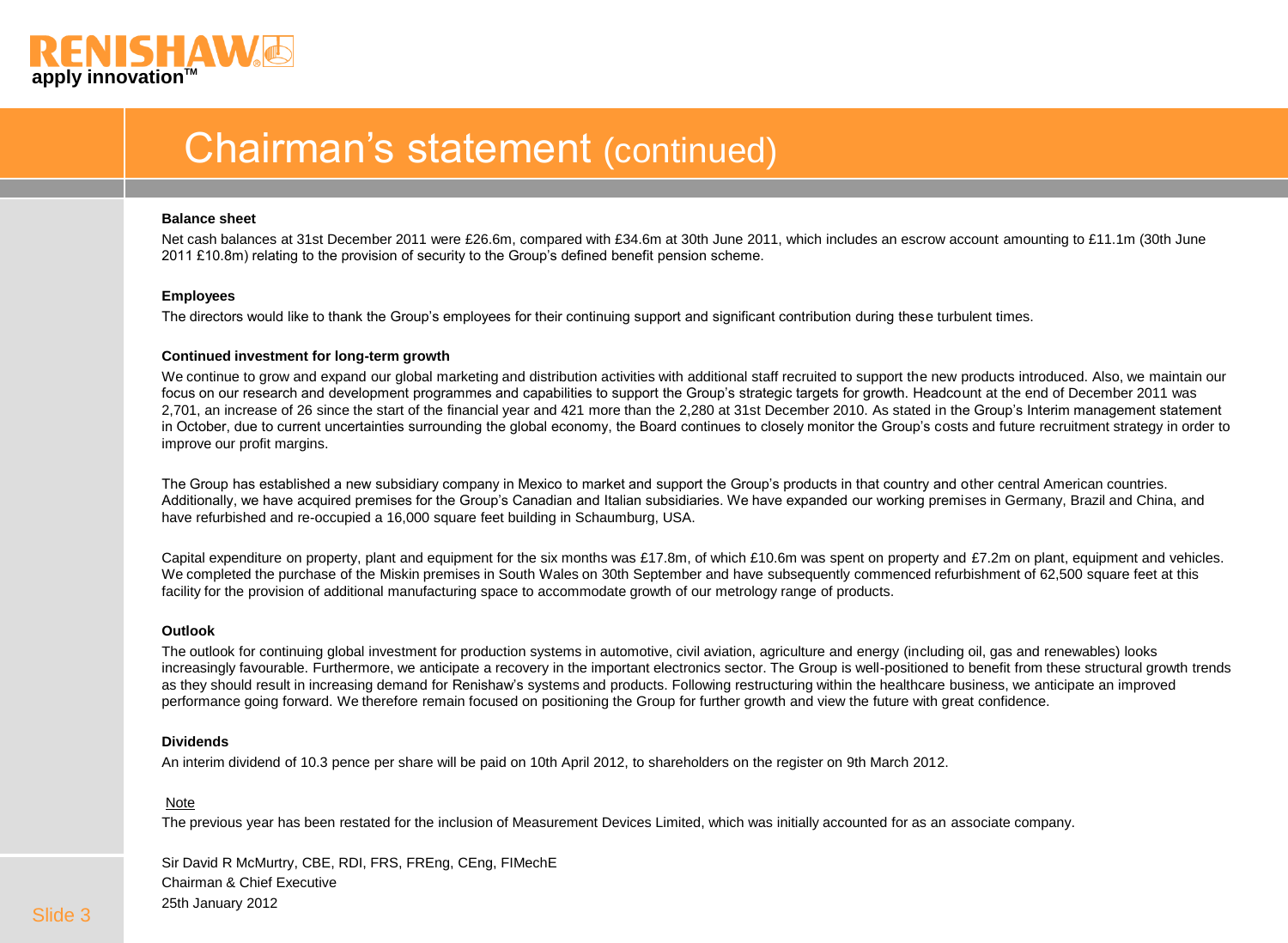# Chairman's statement (continued)

**Balance sheet**

Net cash balances at 31st December 2011 were £26.6m, compared with £34.6m at 30th June 2011, which includes an escrow account amounting to £11.1m (30th June 2011 £10.8m) relating to the provision of security to the Group's defined benefit pension scheme.

**Employees**

The directors would like to thank the Group's employees for their continuing support and significant contribution during these turbulent times.

**Continued investment for long-term growth**

We continue to grow and expand our global marketing and distribution activities with additional staff recruited to support the new products introduced. Also, we maintain our focus on our research and development programmes and capabilities to support the Group's strategic targets for growth. Headcount at the end of December 2011 was 2,701, an increase of 26 since the start of the financial year and 421 more than the 2,280 at 31st December 2010. As stated in the Group's Interim management statement in October, due to current uncertainties surrounding the global economy, the Board continues to closely monitor the Group's costs and future recruitment strategy in order to improve our profit margins.

The Group has established a new subsidiary company in Mexico to market and support the Group's products in that country and other central American countries. Additionally, we have acquired premises for the Group's Canadian and Italian subsidiaries. We have expanded our working premises in Germany, Brazil and China, and have refurbished and re-occupied a 16,000 square feet building in Schaumburg, USA.

Capital expenditure on property, plant and equipment for the six months was £17.8m, of which £10.6m was spent on property and £7.2m on plant, equipment and vehicles. We completed the purchase of the Miskin premises in South Wales on 30th September and have subsequently commenced refurbishment of 62,500 square feet at this facility for the provision of additional manufacturing space to accommodate growth of our metrology range of products.

**Outlook**

The outlook for continuing global investment for production systems in automotive, civil aviation, agriculture and energy (including oil, gas and renewables) looks increasingly favourable. Furthermore, we anticipate a recovery in the important electronics sector. The Group is well-positioned to benefit from these structural growth trends as they should result in increasing demand for Renishaw's systems and products. Following restructuring within the healthcare business, we anticipate an improved performance going forward. We therefore remain focused on positioning the Group for further growth and view the future with great confidence.

**Dividends**

An interim dividend of 10.3 pence per share will be paid on 10th April 2012, to shareholders on the register on 9th March 2012.

Note

The previous year has been restated for the inclusion of Measurement Devices Limited, which was initially accounted for as an associate company.

Sir David R McMurtry, CBE, RDI, FRS, FREng, CEng, FIMechE
Chairman & Chief Executive
25th January 2012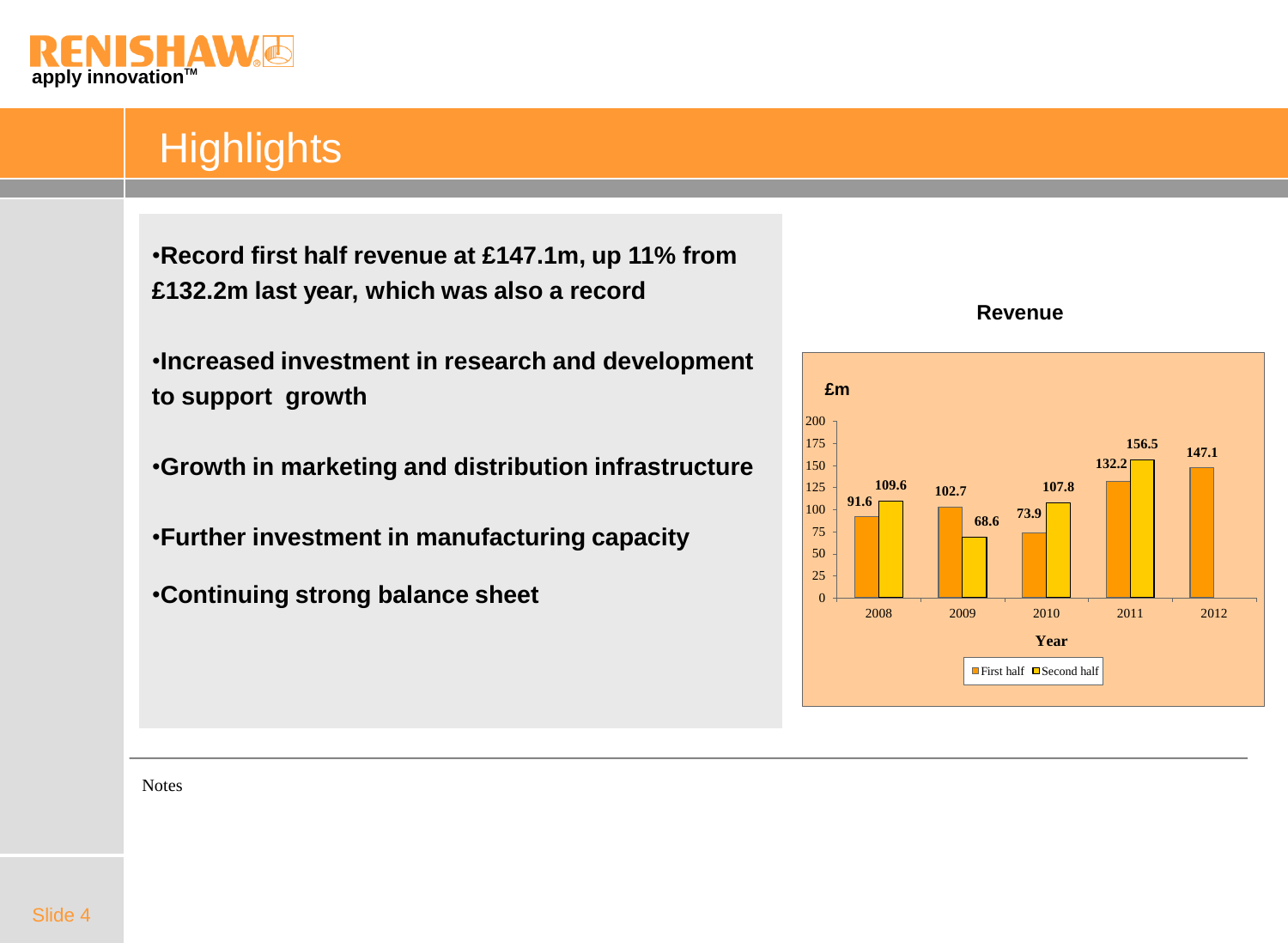# Highlights

- **Record first half revenue at £147.1m, up 11% from £132.2m last year, which was also a record**
- **Increased investment in research and development to support growth**
- **Growth in marketing and distribution infrastructure**
- **Further investment in manufacturing capacity**
- **Continuing strong balance sheet**

**Revenue**

| Year | First half (£m) | Second half (£m) |
|---|---|---|
| 2008 | 91.6 | 109.6 |
| 2009 | 102.7 | 68.6 |
| 2010 | 73.9 | 107.8 |
| 2011 | 132.2 | 156.5 |
| 2012 | 147.1 | |

Notes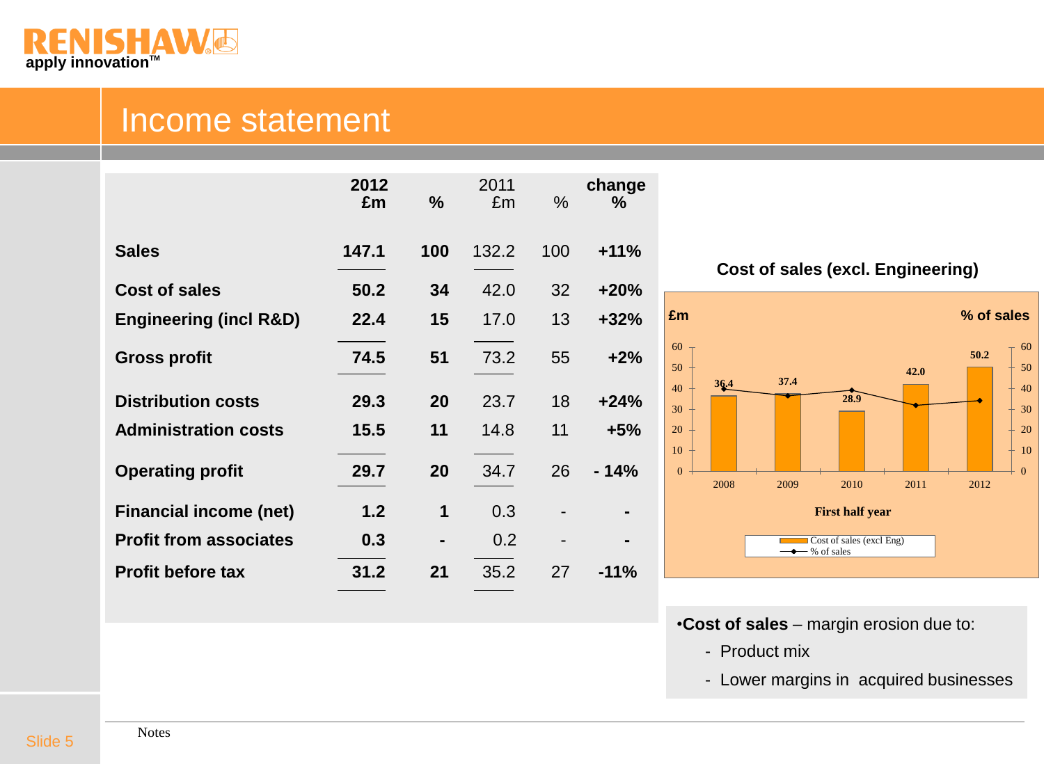# Income statement

| | 2012 £m | % | 2011 £m | % | change % |
|---|---|---|---|---|---|
| **Sales** | **147.1** | **100** | 132.2 | 100 | **+11%** |
| **Cost of sales** | **50.2** | **34** | 42.0 | 32 | **+20%** |
| **Engineering (incl R&D)** | **22.4** | **15** | 17.0 | 13 | **+32%** |
| **Gross profit** | **74.5** | **51** | 73.2 | 55 | **+2%** |
| **Distribution costs** | **29.3** | **20** | 23.7 | 18 | **+24%** |
| **Administration costs** | **15.5** | **11** | 14.8 | 11 | **+5%** |
| **Operating profit** | **29.7** | **20** | 34.7 | 26 | **- 14%** |
| **Financial income (net)** | **1.2** | **1** | 0.3 | - | **-** |
| **Profit from associates** | **0.3** | **-** | 0.2 | - | **-** |
| **Profit before tax** | **31.2** | **21** | 35.2 | 27 | **-11%** |

**Cost of sales (excl. Engineering)**

First half year

| | 2008 | 2009 | 2010 | 2011 | 2012 |
|---|---|---|---|---|---|
| Cost of sales (excl Eng) (£m) | 36.4 | 37.4 | 28.9 | 42.0 | 50.2 |

- **Cost of sales** – margin erosion due to:
  - Product mix
  - Lower margins in acquired businesses

Notes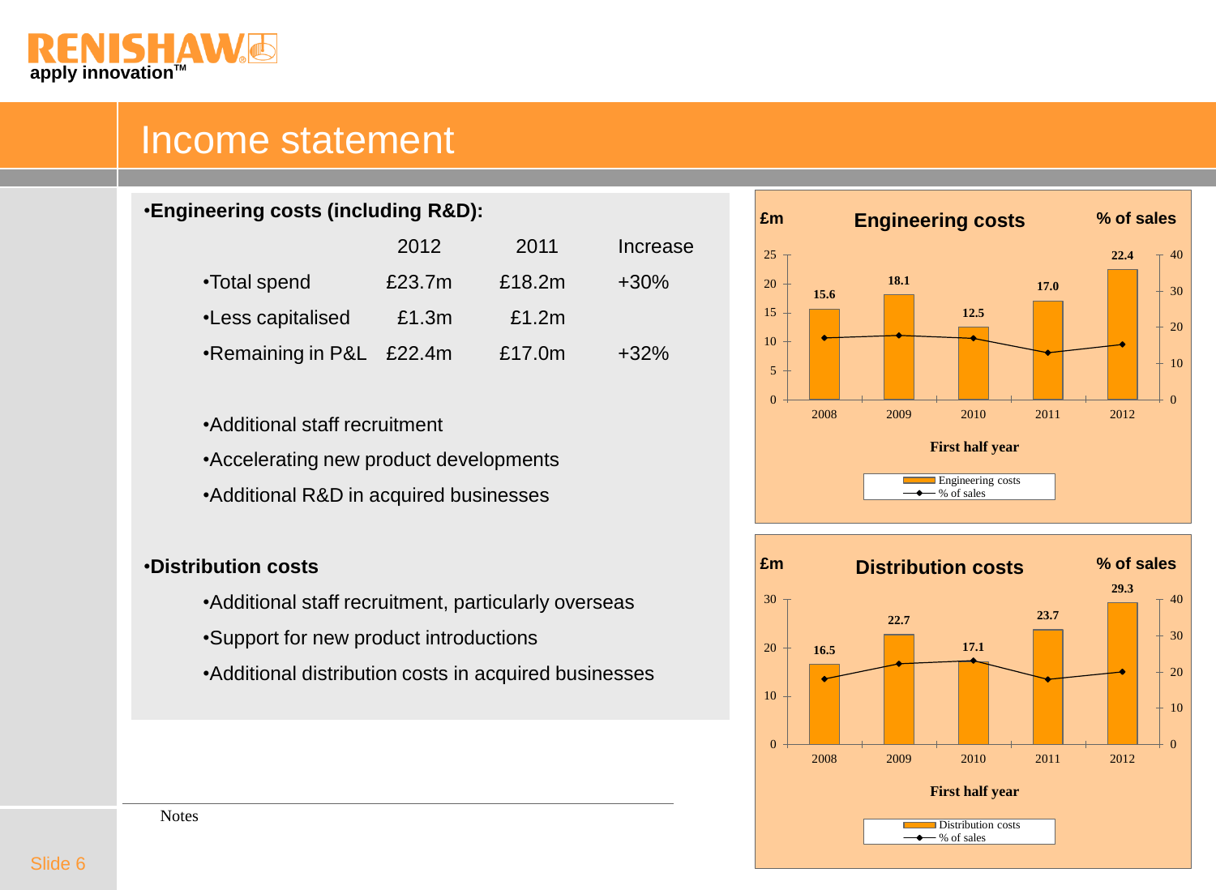# Income statement

- **Engineering costs (including R&D):**

| | 2012 | 2011 | Increase |
|---|---|---|---|
| Total spend | £23.7m | £18.2m | +30% |
| Less capitalised | £1.3m | £1.2m | |
| Remaining in P&L | £22.4m | £17.0m | +32% |

- Additional staff recruitment
- Accelerating new product developments
- Additional R&D in acquired businesses

- **Distribution costs**
  - Additional staff recruitment, particularly overseas
  - Support for new product introductions
  - Additional distribution costs in acquired businesses

**Engineering costs**

| First half year | 2008 | 2009 | 2010 | 2011 | 2012 |
|---|---|---|---|---|---|
| Engineering costs (£m) | 15.6 | 18.1 | 12.5 | 17.0 | 22.4 |

**Distribution costs**

| First half year | 2008 | 2009 | 2010 | 2011 | 2012 |
|---|---|---|---|---|---|
| Distribution costs (£m) | 16.5 | 22.7 | 17.1 | 23.7 | 29.3 |

Notes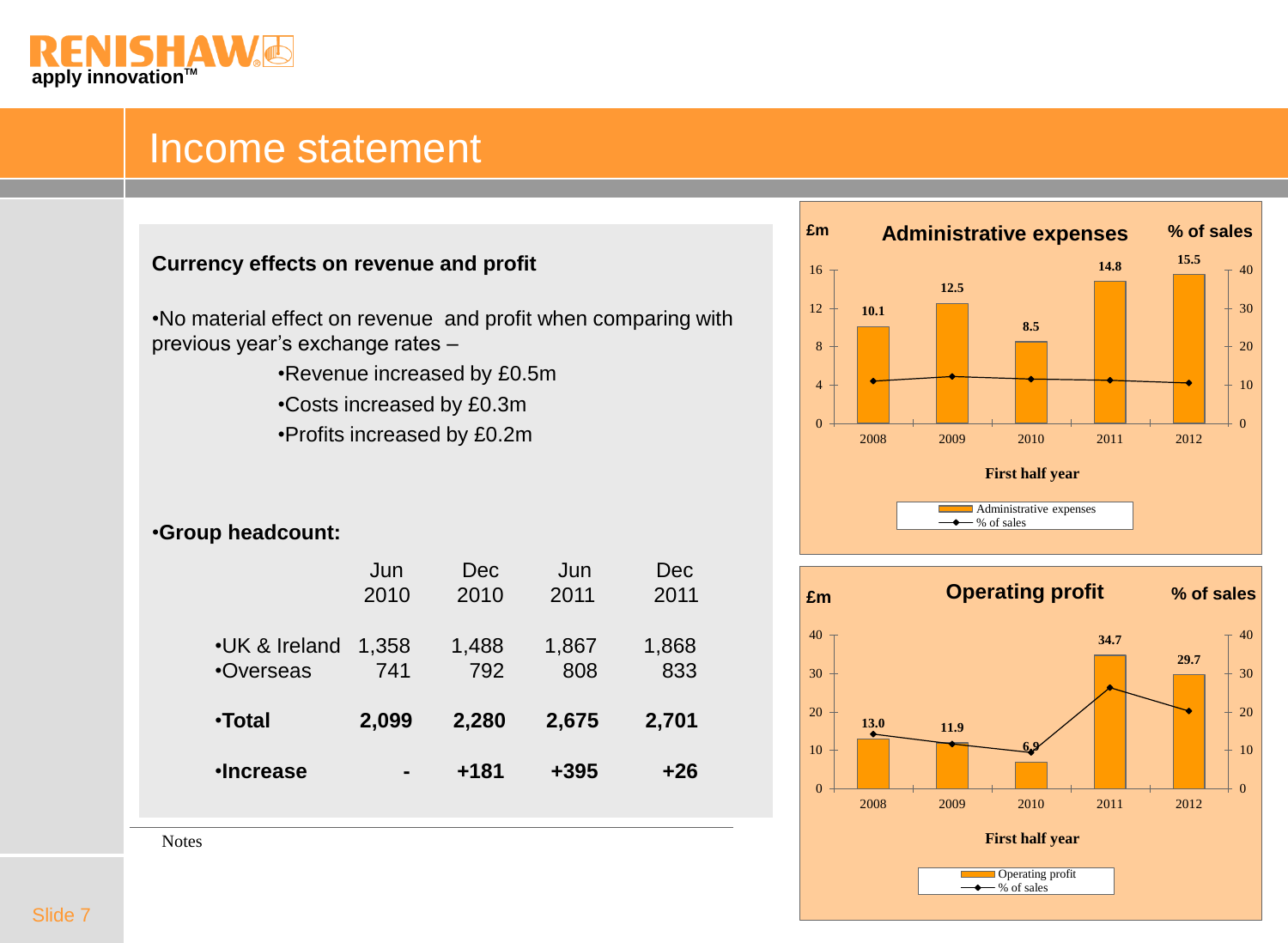# Income statement

**Currency effects on revenue and profit**

- No material effect on revenue and profit when comparing with previous year's exchange rates –
  - Revenue increased by £0.5m
  - Costs increased by £0.3m
  - Profits increased by £0.2m

- **Group headcount:**

| | Jun 2010 | Dec 2010 | Jun 2011 | Dec 2011 |
|---|---|---|---|---|
| •UK & Ireland | 1,358 | 1,488 | 1,867 | 1,868 |
| •Overseas | 741 | 792 | 808 | 833 |
| **•Total** | **2,099** | **2,280** | **2,675** | **2,701** |
| **•Increase** | **-** | **+181** | **+395** | **+26** |

**Administrative expenses**

| First half year | 2008 | 2009 | 2010 | 2011 | 2012 |
|---|---|---|---|---|---|
| Administrative expenses (£m) | 10.1 | 12.5 | 8.5 | 14.8 | 15.5 |

**Operating profit**

| First half year | 2008 | 2009 | 2010 | 2011 | 2012 |
|---|---|---|---|---|---|
| Operating profit (£m) | 13.0 | 11.9 | 6.9 | 34.7 | 29.7 |

Notes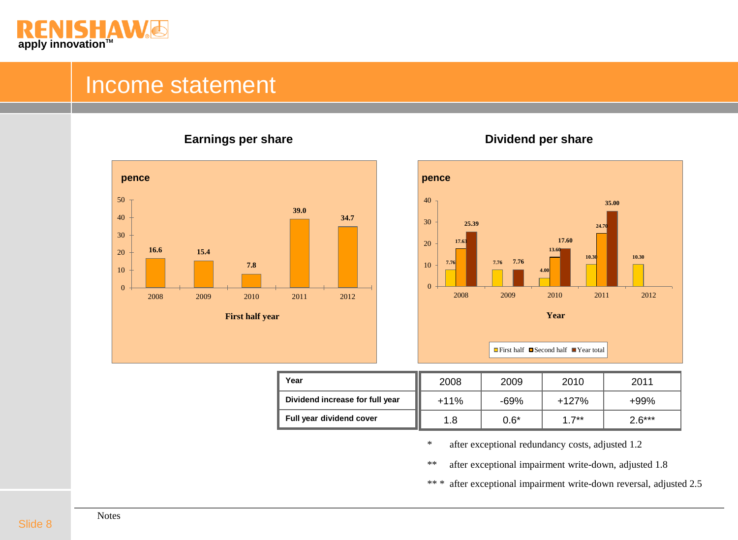# Income statement

## Earnings per share

pence

| First half year | 2008 | 2009 | 2010 | 2011 | 2012 |
|---|---|---|---|---|---|
| EPS (pence) | 16.6 | 15.4 | 7.8 | 39.0 | 34.7 |

## Dividend per share

pence

| Year | 2008 | 2009 | 2010 | 2011 | 2012 |
|---|---|---|---|---|---|
| First half | 7.76 | 7.76 | 4.00 | 10.30 | 10.30 |
| Second half | 17.63 | | 13.60 | 24.70 | |
| Year total | 25.39 | 7.76 | 17.60 | 35.00 | |

| Year | 2008 | 2009 | 2010 | 2011 |
|---|---|---|---|---|
| Dividend increase for full year | +11% | -69% | +127% | +99% |
| Full year dividend cover | 1.8 | 0.6* | 1.7** | 2.6*** |

\* after exceptional redundancy costs, adjusted 1.2

** after exceptional impairment write-down, adjusted 1.8

*** after exceptional impairment write-down reversal, adjusted 2.5

Notes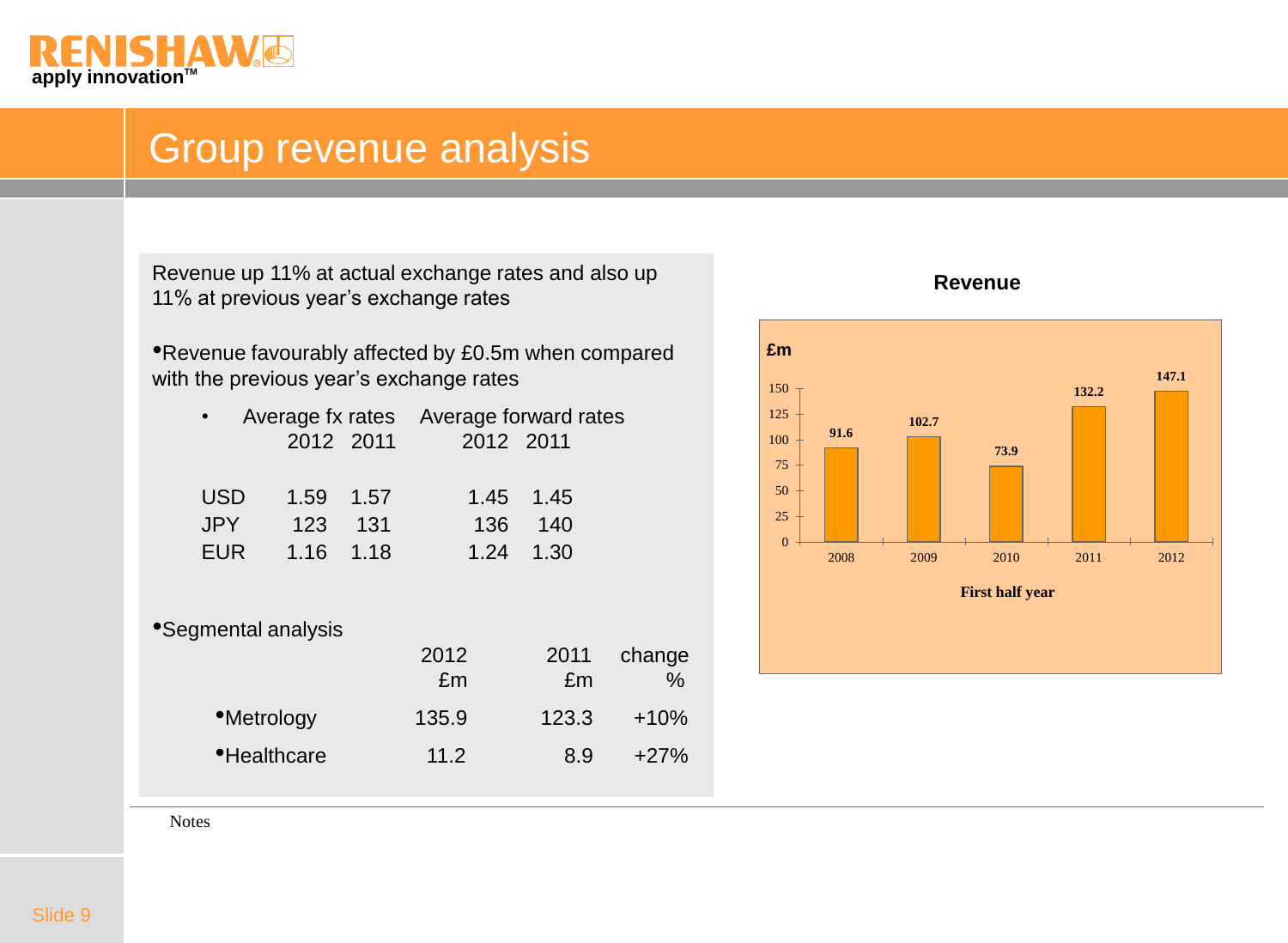# Group revenue analysis

Revenue up 11% at actual exchange rates and also up 11% at previous year's exchange rates

- Revenue favourably affected by £0.5m when compared with the previous year's exchange rates

| | Average fx rates 2012 | Average fx rates 2011 | Average forward rates 2012 | Average forward rates 2011 |
|---|---|---|---|---|
| USD | 1.59 | 1.57 | 1.45 | 1.45 |
| JPY | 123 | 131 | 136 | 140 |
| EUR | 1.16 | 1.18 | 1.24 | 1.30 |

- Segmental analysis

| | 2012 £m | 2011 £m | change % |
|---|---|---|---|
| Metrology | 135.9 | 123.3 | +10% |
| Healthcare | 11.2 | 8.9 | +27% |

**Revenue**

£m

| First half year | 2008 | 2009 | 2010 | 2011 | 2012 |
|---|---|---|---|---|---|
| £m | 91.6 | 102.7 | 73.9 | 132.2 | 147.1 |

Notes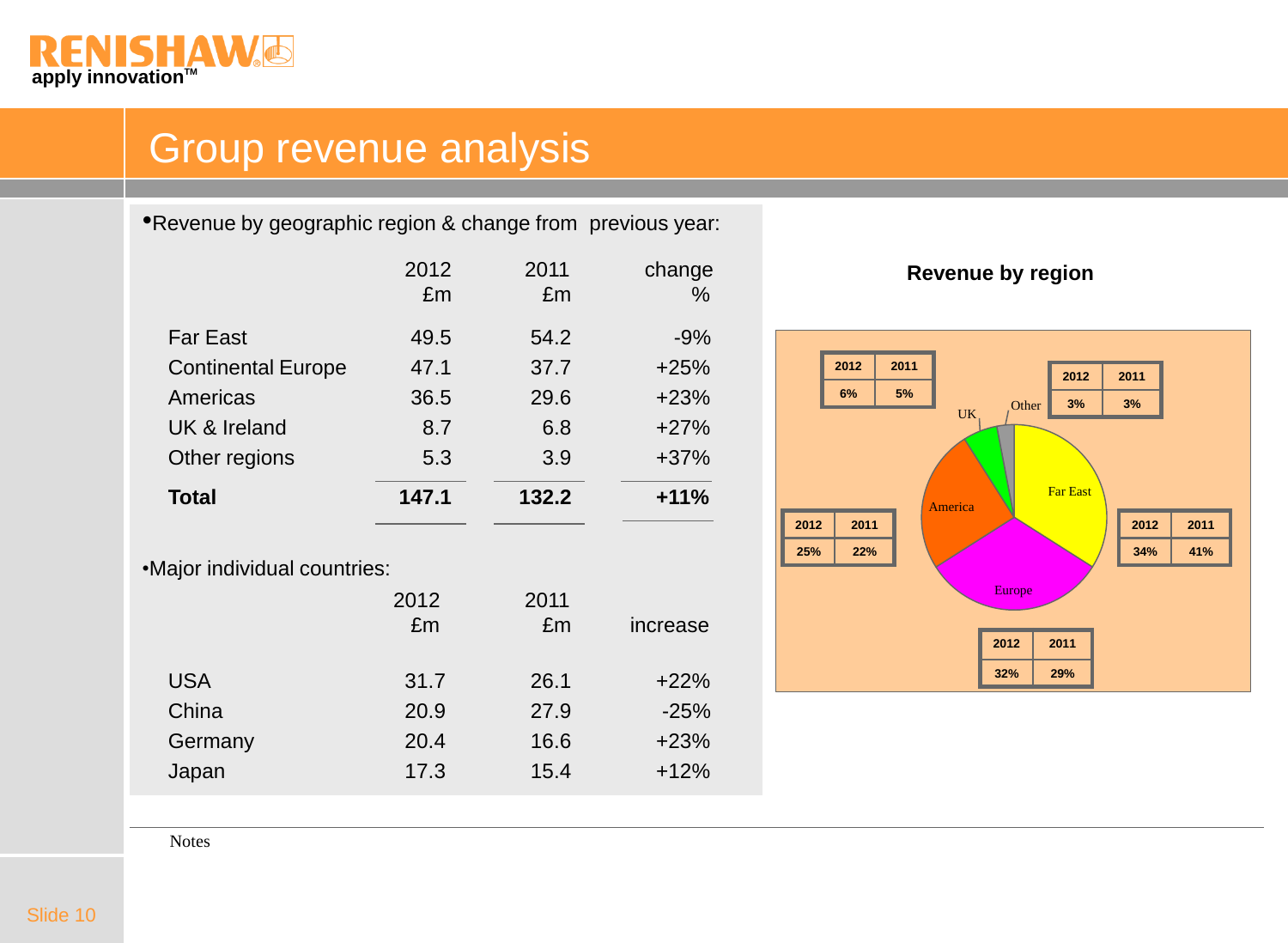# Group revenue analysis

- Revenue by geographic region & change from previous year:

| | 2012 £m | 2011 £m | change % |
|---|---|---|---|
| Far East | 49.5 | 54.2 | -9% |
| Continental Europe | 47.1 | 37.7 | +25% |
| Americas | 36.5 | 29.6 | +23% |
| UK & Ireland | 8.7 | 6.8 | +27% |
| Other regions | 5.3 | 3.9 | +37% |
| **Total** | **147.1** | **132.2** | **+11%** |

- Major individual countries:

| | 2012 £m | 2011 £m | increase |
|---|---|---|---|
| USA | 31.7 | 26.1 | +22% |
| China | 20.9 | 27.9 | -25% |
| Germany | 20.4 | 16.6 | +23% |
| Japan | 17.3 | 15.4 | +12% |

**Revenue by region**

| Region | 2012 | 2011 |
|---|---|---|
| Far East | 34% | 41% |
| Europe | 32% | 29% |
| America | 25% | 22% |
| UK | 6% | 5% |
| Other | 3% | 3% |

Notes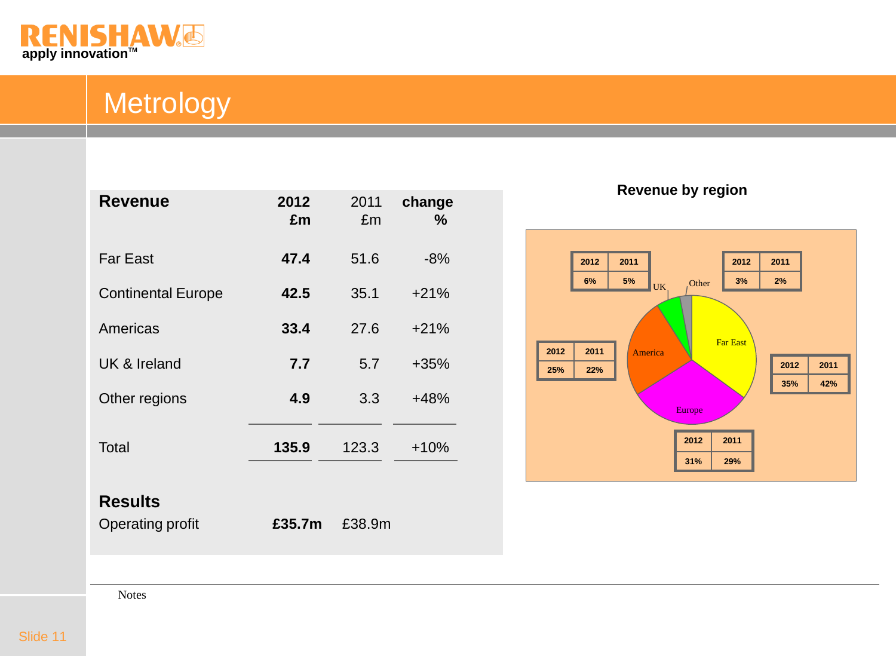# Metrology

| Revenue | 2012 £m | 2011 £m | change % |
|---|---|---|---|
| Far East | **47.4** | 51.6 | -8% |
| Continental Europe | **42.5** | 35.1 | +21% |
| Americas | **33.4** | 27.6 | +21% |
| UK & Ireland | **7.7** | 5.7 | +35% |
| Other regions | **4.9** | 3.3 | +48% |
| Total | **135.9** | 123.3 | +10% |

## Results

| | 2012 | 2011 |
|---|---|---|
| Operating profit | **£35.7m** | £38.9m |

### Revenue by region

| Region | 2012 | 2011 |
|---|---|---|
| UK | 6% | 5% |
| Other | 3% | 2% |
| America | 25% | 22% |
| Far East | 35% | 42% |
| Europe | 31% | 29% |

Notes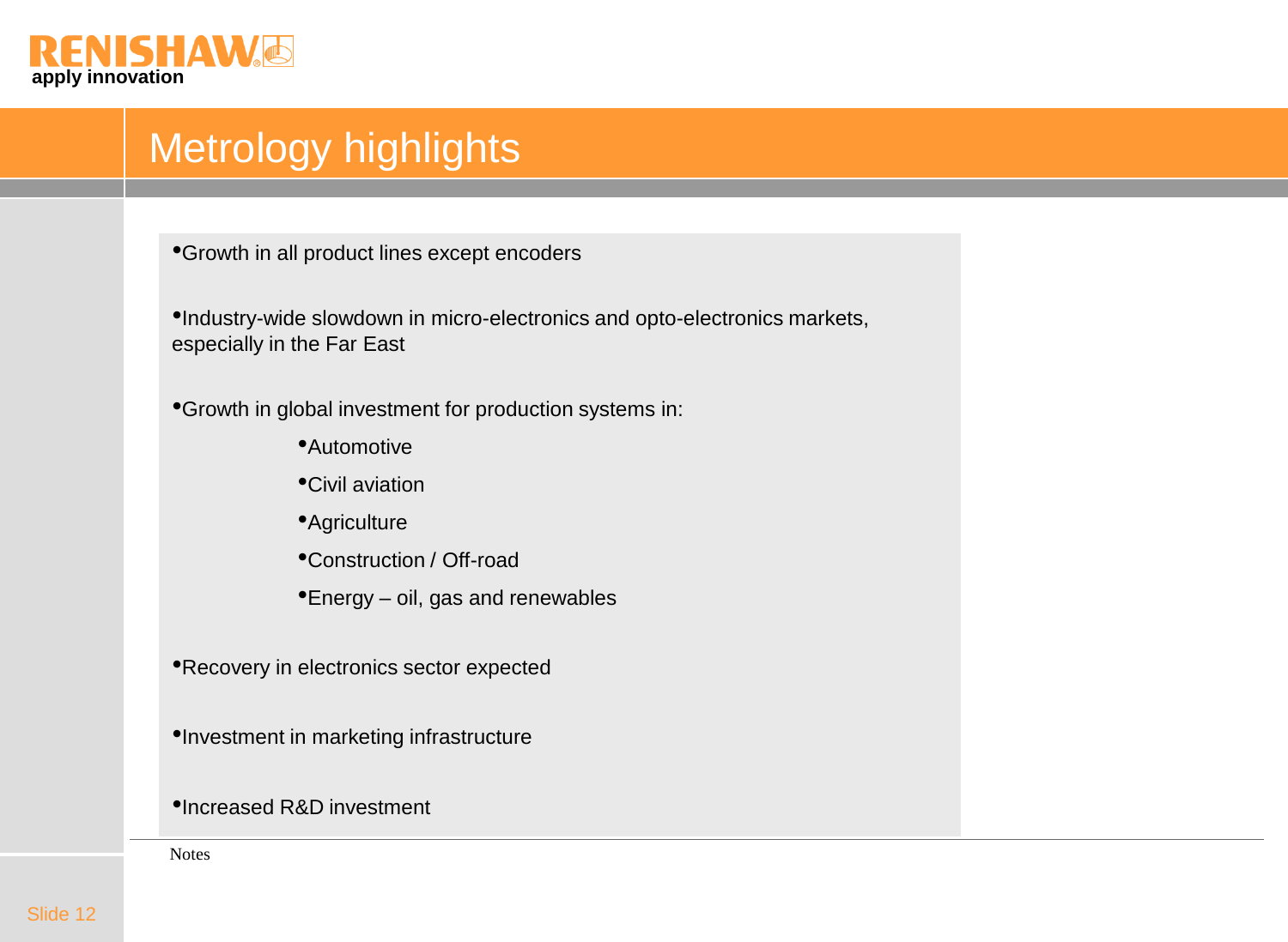# Metrology highlights

- Growth in all product lines except encoders
- Industry-wide slowdown in micro-electronics and opto-electronics markets, especially in the Far East
- Growth in global investment for production systems in:
  - Automotive
  - Civil aviation
  - Agriculture
  - Construction / Off-road
  - Energy – oil, gas and renewables
- Recovery in electronics sector expected
- Investment in marketing infrastructure
- Increased R&D investment

Notes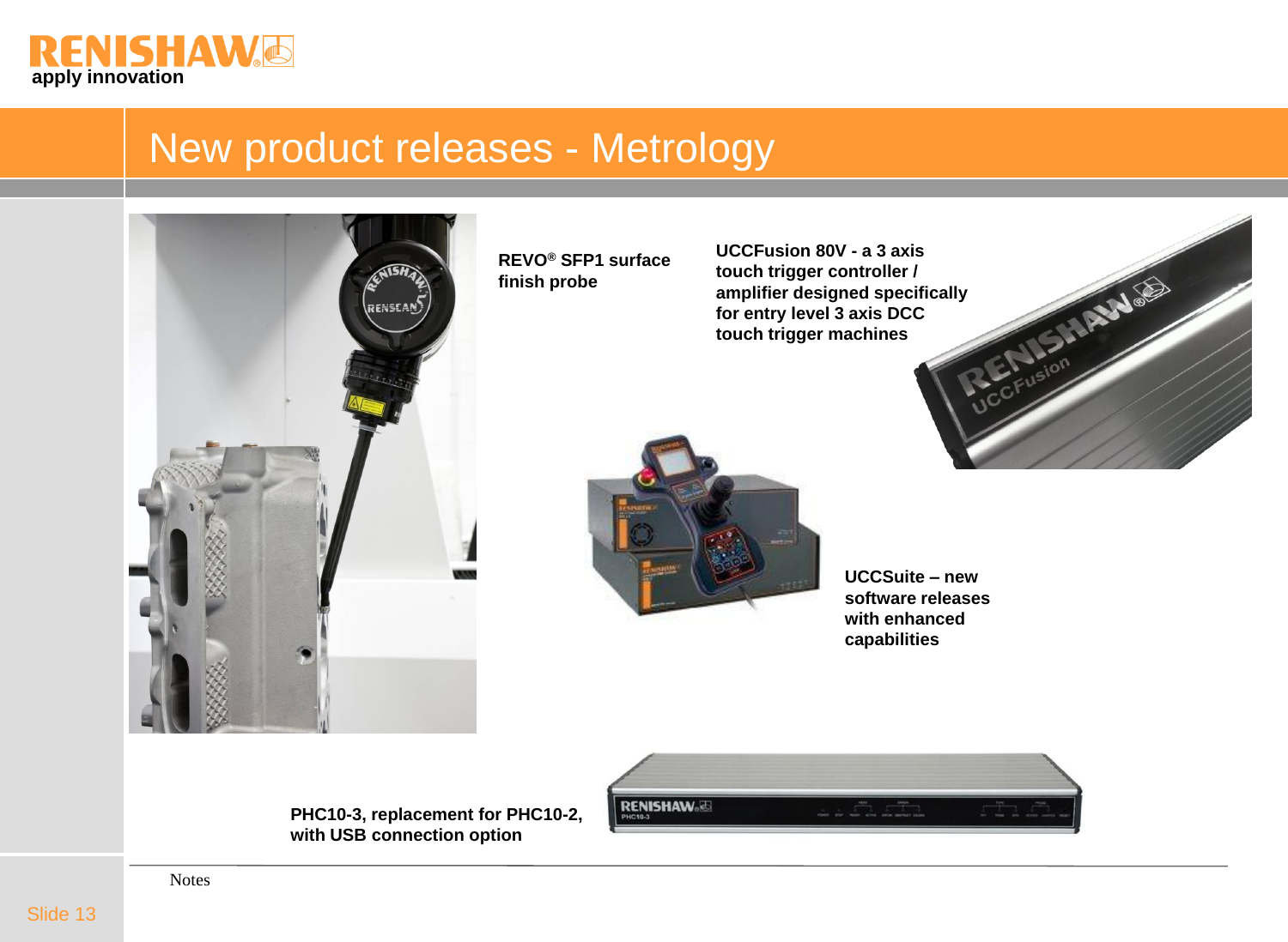# New product releases - Metrology

**REVO® SFP1 surface finish probe**

**UCCFusion 80V - a 3 axis touch trigger controller / amplifier designed specifically for entry level 3 axis DCC touch trigger machines**

**UCCSuite – new software releases with enhanced capabilities**

**PHC10-3, replacement for PHC10-2, with USB connection option**

Notes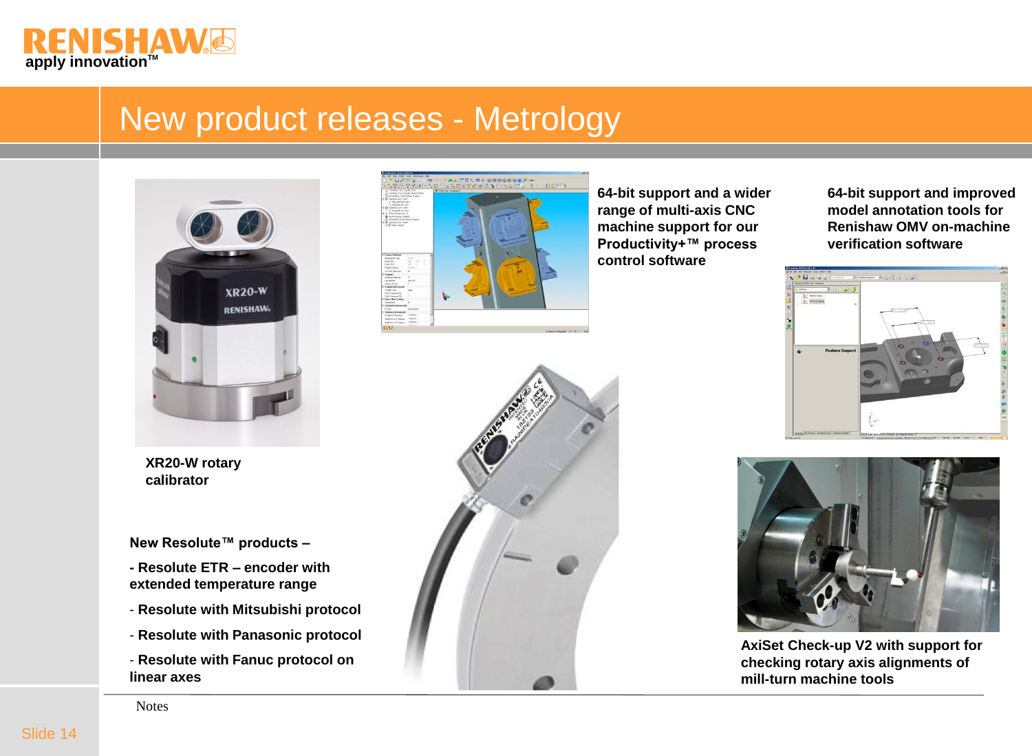# New product releases - Metrology

**XR20-W rotary calibrator**

**New Resolute™ products –**

**- Resolute ETR – encoder with extended temperature range**

- **Resolute with Mitsubishi protocol**
- **Resolute with Panasonic protocol**
- **Resolute with Fanuc protocol on linear axes**

**64-bit support and a wider range of multi-axis CNC machine support for our Productivity+™ process control software**

**64-bit support and improved model annotation tools for Renishaw OMV on-machine verification software**

**AxiSet Check-up V2 with support for checking rotary axis alignments of mill-turn machine tools**

Notes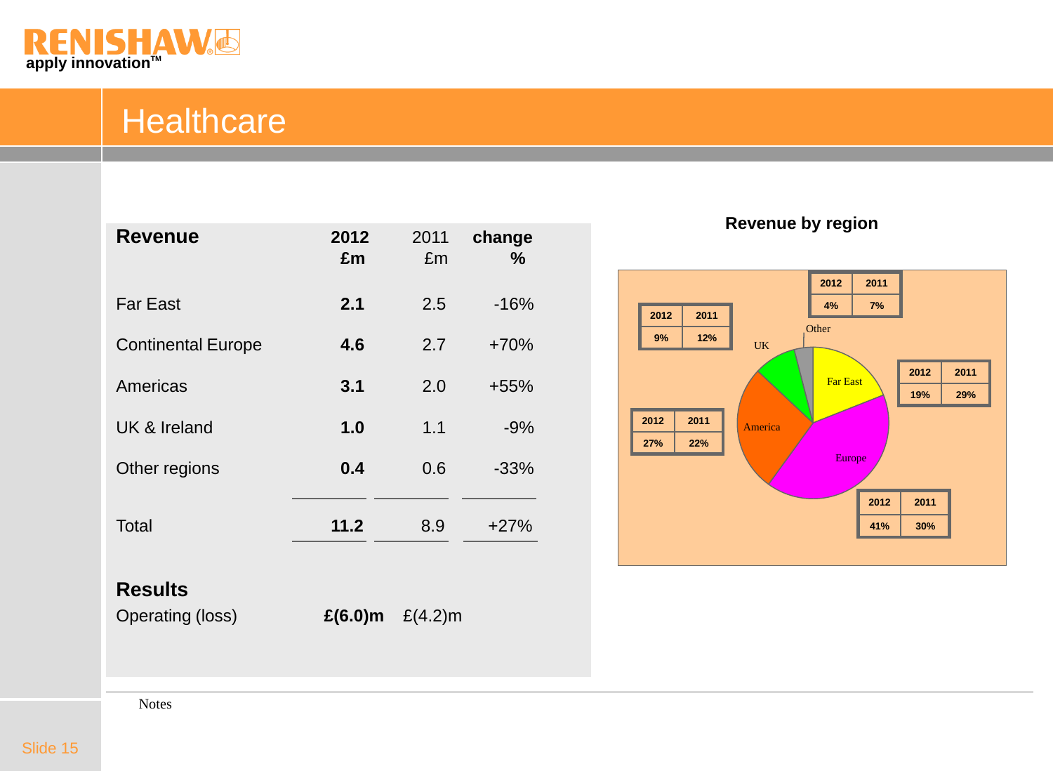# Healthcare

| Revenue | 2012 £m | 2011 £m | change % |
|---|---|---|---|
| Far East | **2.1** | 2.5 | -16% |
| Continental Europe | **4.6** | 2.7 | +70% |
| Americas | **3.1** | 2.0 | +55% |
| UK & Ireland | **1.0** | 1.1 | -9% |
| Other regions | **0.4** | 0.6 | -33% |
| Total | **11.2** | 8.9 | +27% |

**Results**

Operating (loss) **£(6.0)m** £(4.2)m

**Revenue by region**

| Region | 2012 | 2011 |
|---|---|---|
| Other | 4% | 7% |
| UK | 9% | 12% |
| Far East | 19% | 29% |
| America | 27% | 22% |
| Europe | 41% | 30% |

Notes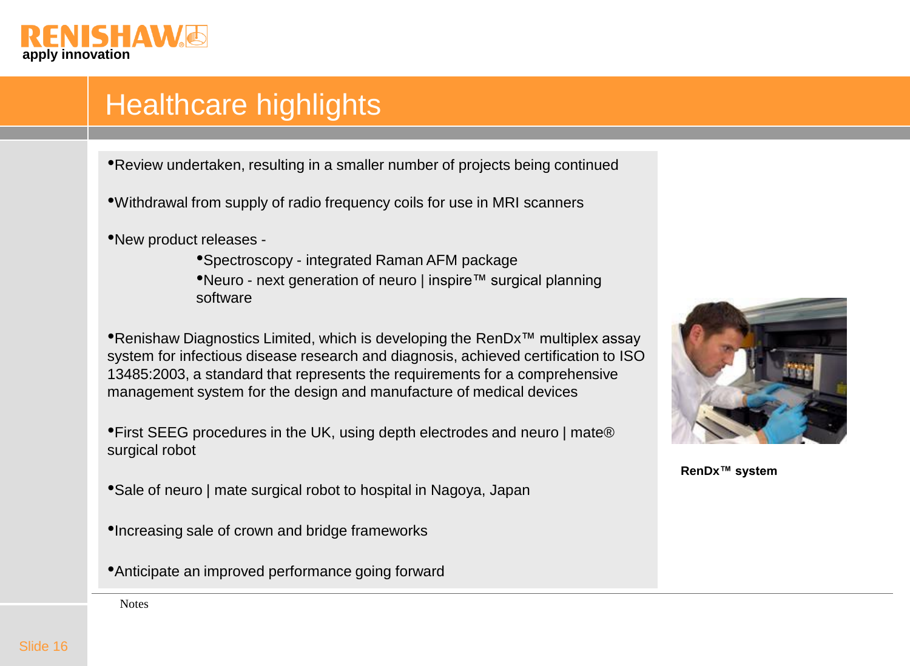# Healthcare highlights

- Review undertaken, resulting in a smaller number of projects being continued
- Withdrawal from supply of radio frequency coils for use in MRI scanners
- New product releases -
  - Spectroscopy - integrated Raman AFM package
  - Neuro - next generation of neuro | inspire™ surgical planning software
- Renishaw Diagnostics Limited, which is developing the RenDx™ multiplex assay system for infectious disease research and diagnosis, achieved certification to ISO 13485:2003, a standard that represents the requirements for a comprehensive management system for the design and manufacture of medical devices
- First SEEG procedures in the UK, using depth electrodes and neuro | mate® surgical robot
- Sale of neuro | mate surgical robot to hospital in Nagoya, Japan
- Increasing sale of crown and bridge frameworks
- Anticipate an improved performance going forward

**RenDx™ system**

Notes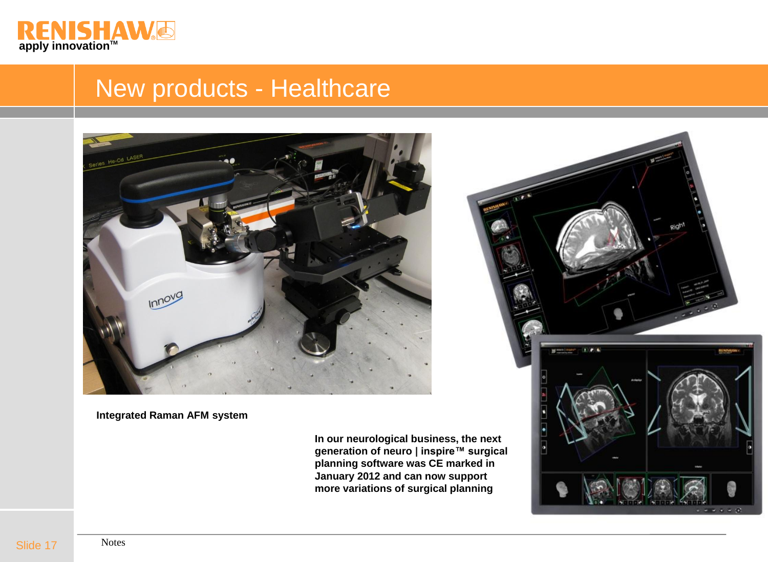# New products - Healthcare

**Integrated Raman AFM system**

**In our neurological business, the next generation of neuro | inspire™ surgical planning software was CE marked in January 2012 and can now support more variations of surgical planning**

Notes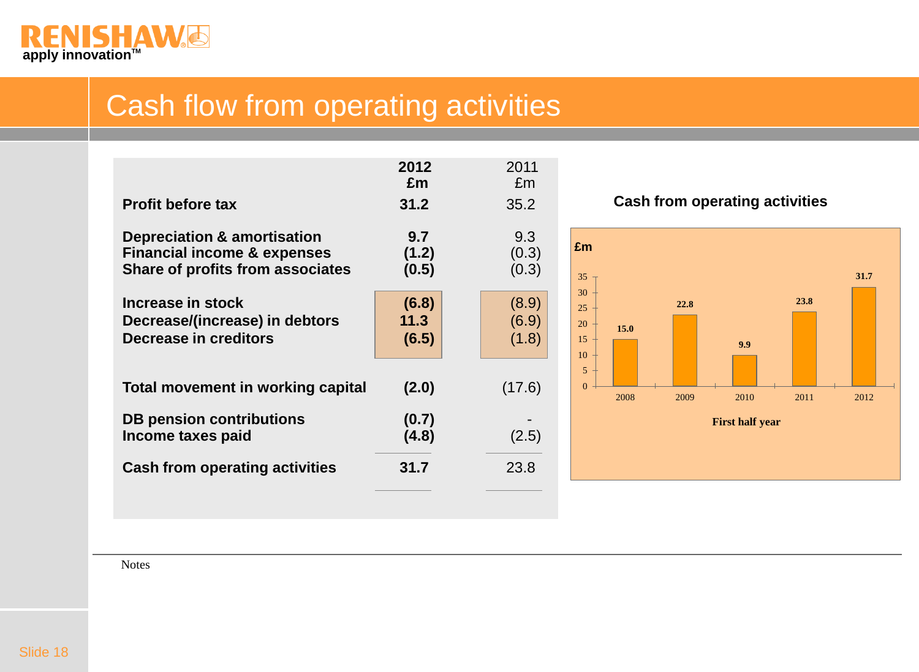# Cash flow from operating activities

| | 2012 £m | 2011 £m |
|---|---|---|
| **Profit before tax** | **31.2** | 35.2 |
| **Depreciation & amortisation** | **9.7** | 9.3 |
| **Financial income & expenses** | **(1.2)** | (0.3) |
| **Share of profits from associates** | **(0.5)** | (0.3) |
| **Increase in stock** | **(6.8)** | (8.9) |
| **Decrease/(increase) in debtors** | **11.3** | (6.9) |
| **Decrease in creditors** | **(6.5)** | (1.8) |
| **Total movement in working capital** | **(2.0)** | (17.6) |
| **DB pension contributions** | **(0.7)** | - |
| **Income taxes paid** | **(4.8)** | (2.5) |
| **Cash from operating activities** | **31.7** | 23.8 |

**Cash from operating activities**

£m

| First half year | 2008 | 2009 | 2010 | 2011 | 2012 |
|---|---|---|---|---|---|
| £m | 15.0 | 22.8 | 9.9 | 23.8 | 31.7 |

Notes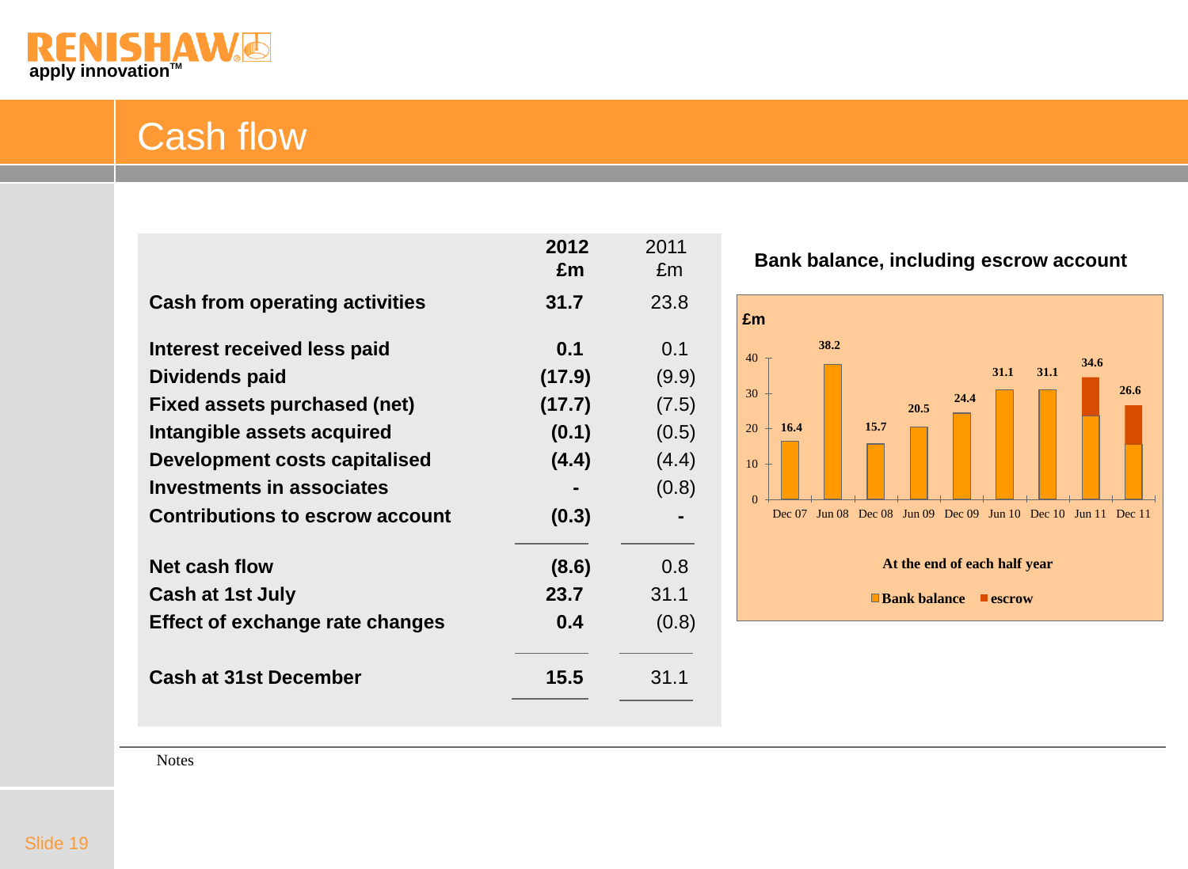# Cash flow

| | 2012 £m | 2011 £m |
|---|---|---|
| **Cash from operating activities** | **31.7** | 23.8 |
| **Interest received less paid** | **0.1** | 0.1 |
| **Dividends paid** | **(17.9)** | (9.9) |
| **Fixed assets purchased (net)** | **(17.7)** | (7.5) |
| **Intangible assets acquired** | **(0.1)** | (0.5) |
| **Development costs capitalised** | **(4.4)** | (4.4) |
| **Investments in associates** | **-** | (0.8) |
| **Contributions to escrow account** | **(0.3)** | - |
| **Net cash flow** | **(8.6)** | 0.8 |
| **Cash at 1st July** | **23.7** | 31.1 |
| **Effect of exchange rate changes** | **0.4** | (0.8) |
| **Cash at 31st December** | **15.5** | 31.1 |

**Bank balance, including escrow account**

£m

| At the end of each half year | Dec 07 | Jun 08 | Dec 08 | Jun 09 | Dec 09 | Jun 10 | Dec 10 | Jun 11 | Dec 11 |
|---|---|---|---|---|---|---|---|---|---|
| Total (Bank balance and escrow) | 16.4 | 38.2 | 15.7 | 20.5 | 24.4 | 31.1 | 31.1 | 34.6 | 26.6 |

Legend: Bank balance, escrow

Notes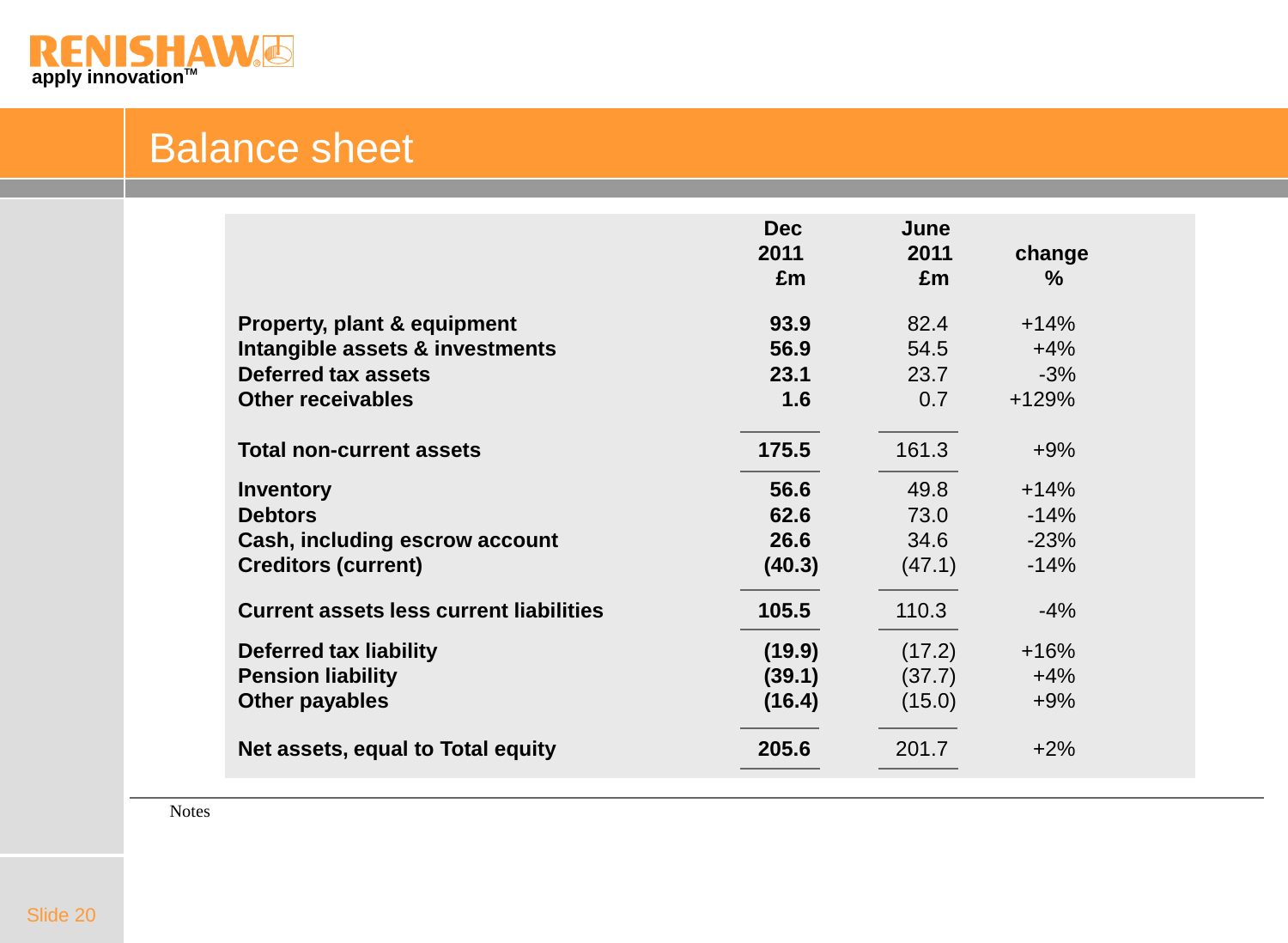# Balance sheet

| | Dec 2011 £m | June 2011 £m | change % |
|---|---|---|---|
| **Property, plant & equipment** | **93.9** | 82.4 | +14% |
| **Intangible assets & investments** | **56.9** | 54.5 | +4% |
| **Deferred tax assets** | **23.1** | 23.7 | -3% |
| **Other receivables** | **1.6** | 0.7 | +129% |
| **Total non-current assets** | **175.5** | 161.3 | +9% |
| **Inventory** | **56.6** | 49.8 | +14% |
| **Debtors** | **62.6** | 73.0 | -14% |
| **Cash, including escrow account** | **26.6** | 34.6 | -23% |
| **Creditors (current)** | **(40.3)** | (47.1) | -14% |
| **Current assets less current liabilities** | **105.5** | 110.3 | -4% |
| **Deferred tax liability** | **(19.9)** | (17.2) | +16% |
| **Pension liability** | **(39.1)** | (37.7) | +4% |
| **Other payables** | **(16.4)** | (15.0) | +9% |
| **Net assets, equal to Total equity** | **205.6** | 201.7 | +2% |

Notes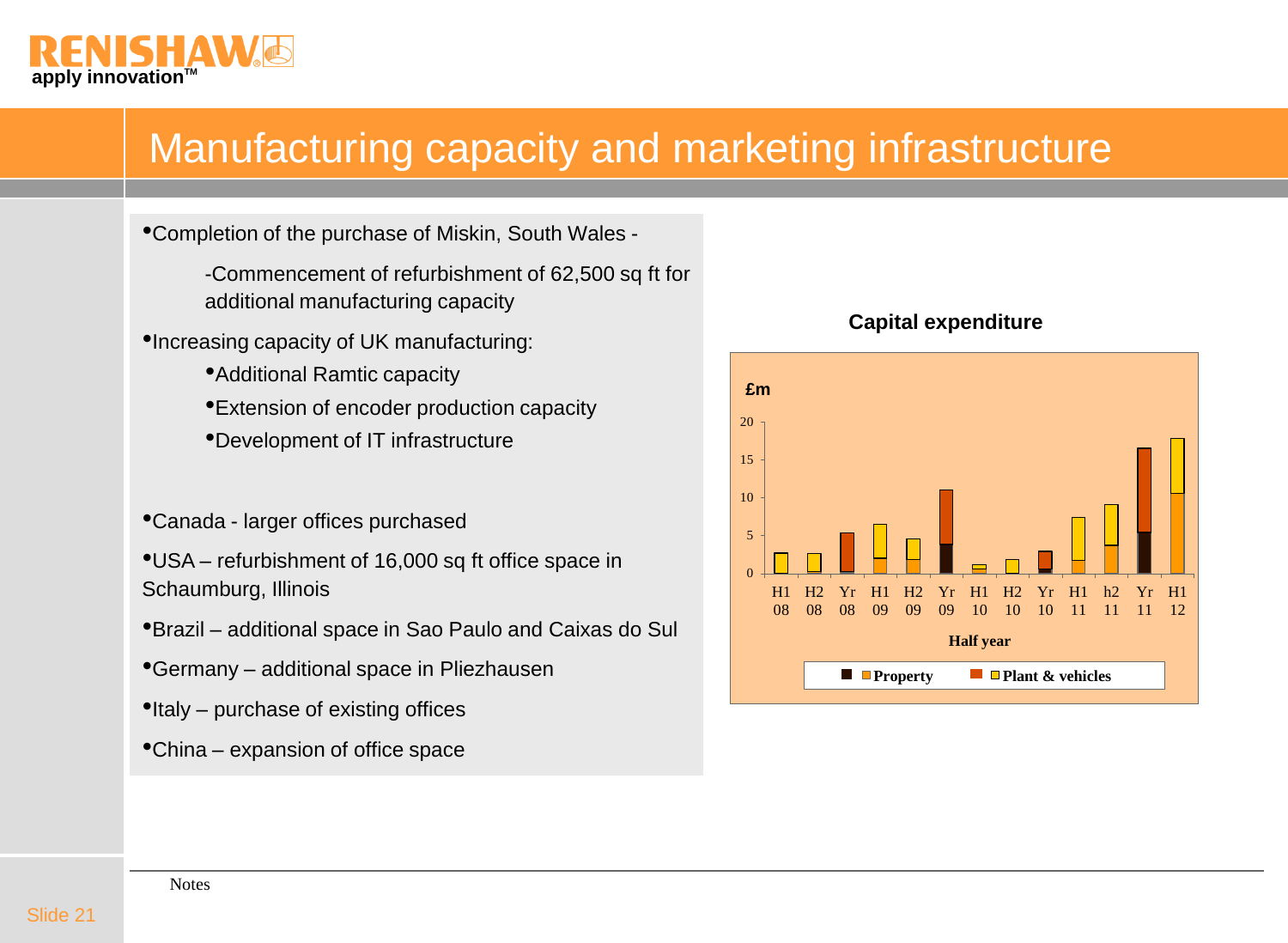# Manufacturing capacity and marketing infrastructure

- Completion of the purchase of Miskin, South Wales -
  - Commencement of refurbishment of 62,500 sq ft for additional manufacturing capacity
- Increasing capacity of UK manufacturing:
  - Additional Ramtic capacity
  - Extension of encoder production capacity
  - Development of IT infrastructure
- Canada - larger offices purchased
- USA – refurbishment of 16,000 sq ft office space in Schaumburg, Illinois
- Brazil – additional space in Sao Paulo and Caixas do Sul
- Germany – additional space in Pliezhausen
- Italy – purchase of existing offices
- China – expansion of office space

**Capital expenditure**

£m

20
15
10
5
0

H1 08 | H2 08 | Yr 08 | H1 09 | H2 09 | Yr 09 | H1 10 | H2 10 | Yr 10 | H1 11 | h2 11 | Yr 11 | H1 12

Half year

Property | Plant & vehicles

Notes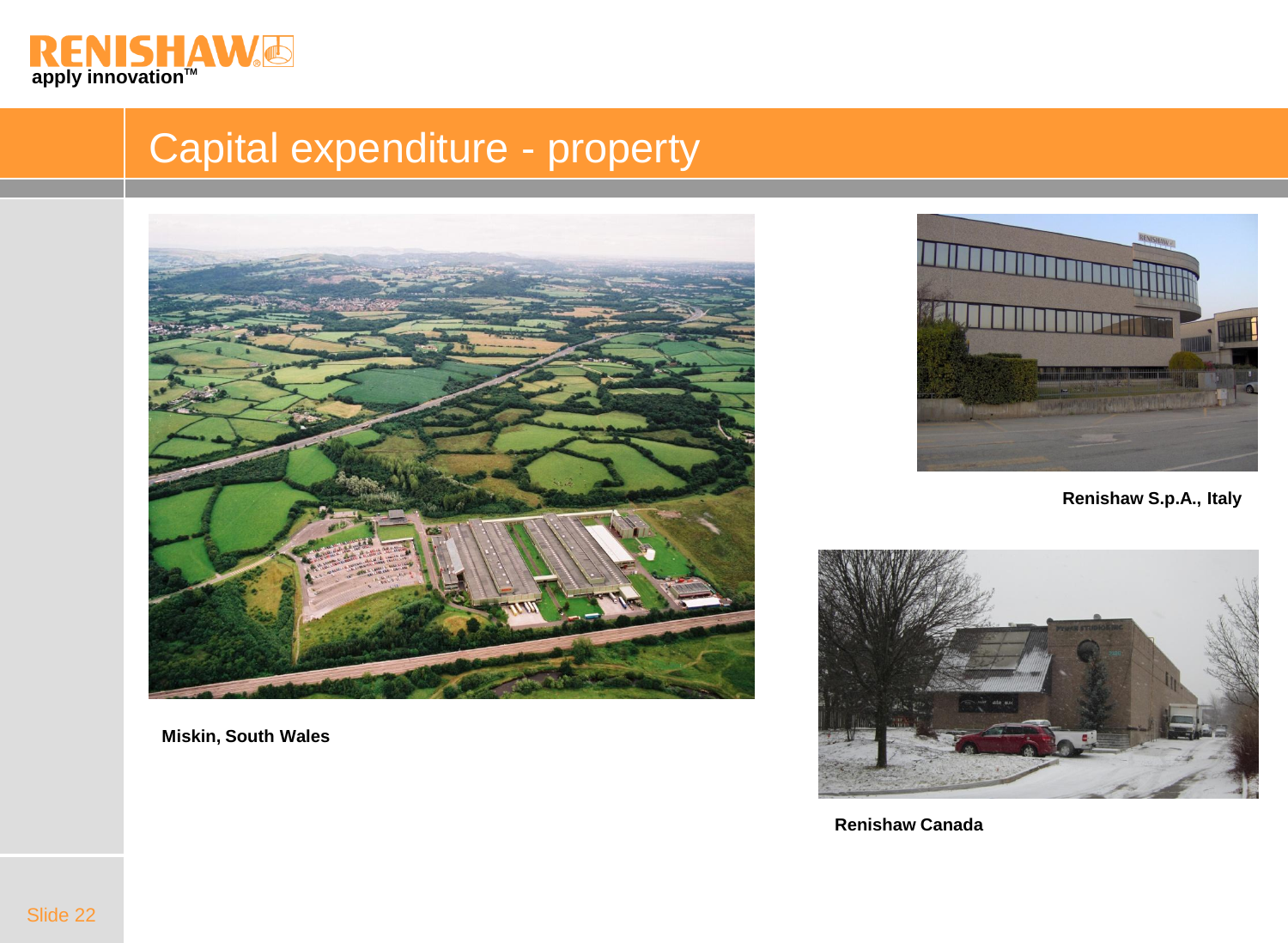# Capital expenditure - property

Miskin, South Wales

Renishaw S.p.A., Italy

Renishaw Canada